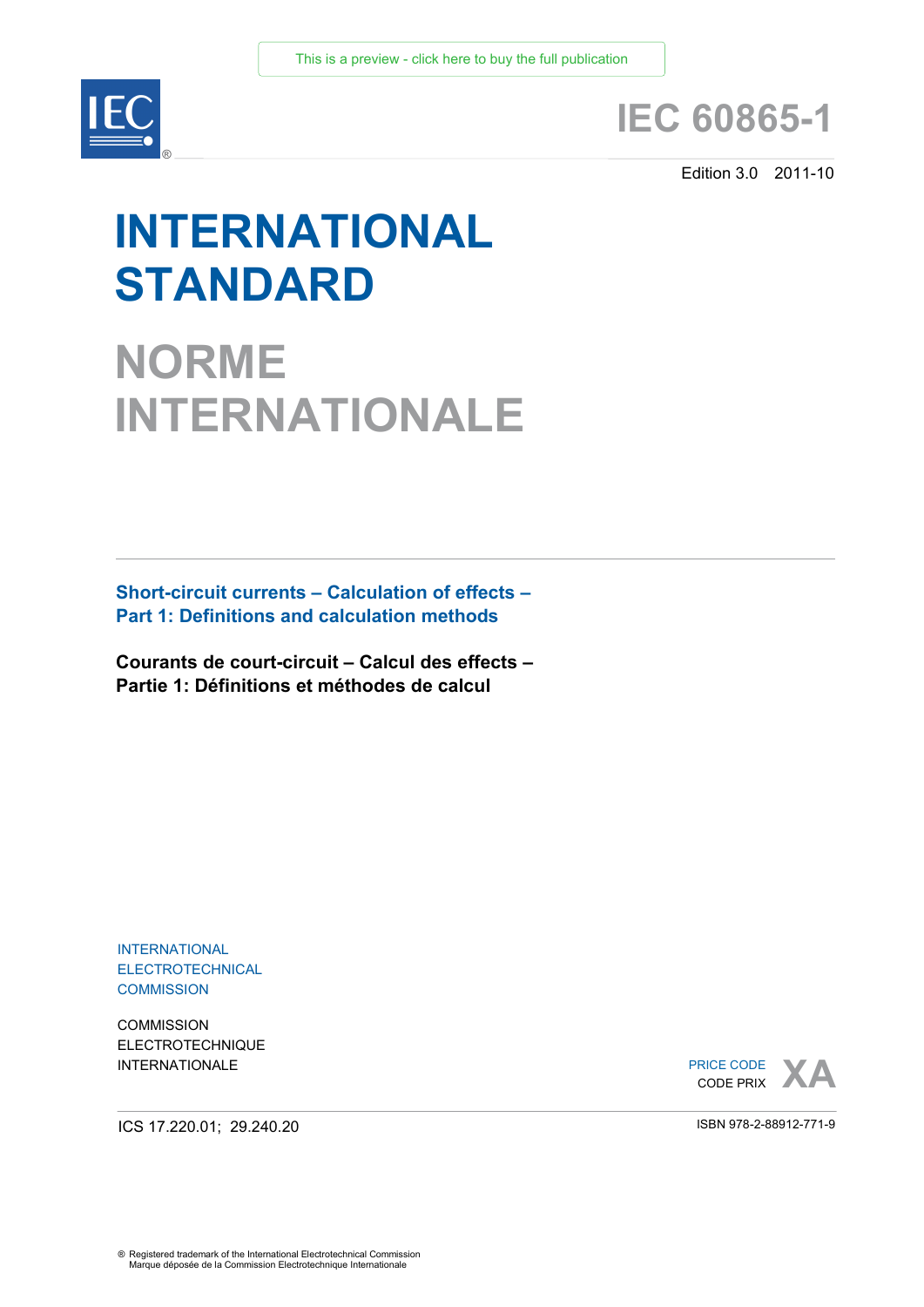This is a preview - click here to buy the full publication

IEC

# IEC 60865-1

Edition 3.0 2011-10

# INTERNATIONAL STANDARD

# NORME INTERNATIONALE

**Short-circuit currents – Calculation of effects –**
**Part 1: Definitions and calculation methods**

**Courants de court-circuit – Calcul des effects –**
**Partie 1: Définitions et méthodes de calcul**

INTERNATIONAL
ELECTROTECHNICAL
COMMISSION

COMMISSION
ELECTROTECHNIQUE
INTERNATIONALE

PRICE CODE
CODE PRIX **XA**

ICS 17.220.01; 29.240.20

ISBN 978-2-88912-771-9

® Registered trademark of the International Electrotechnical Commission
Marque déposée de la Commission Electrotechnique Internationale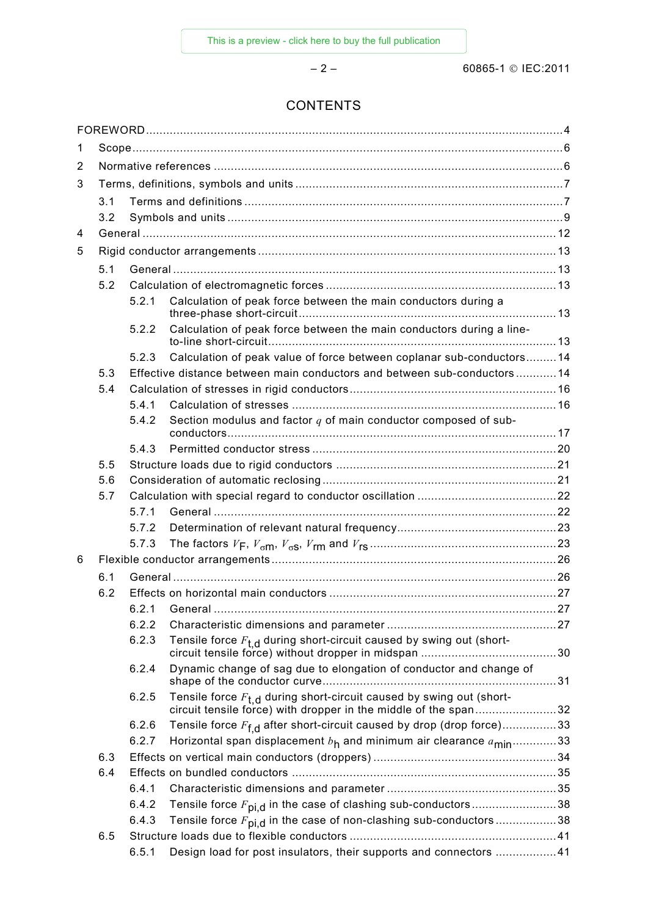# CONTENTS

FOREWORD .......... 4

1 Scope .......... 6

2 Normative references .......... 6

3 Terms, definitions, symbols and units .......... 7

- 3.1 Terms and definitions .......... 7
- 3.2 Symbols and units .......... 9

4 General .......... 12

5 Rigid conductor arrangements .......... 13

- 5.1 General .......... 13
- 5.2 Calculation of electromagnetic forces .......... 13
  - 5.2.1 Calculation of peak force between the main conductors during a three-phase short-circuit .......... 13
  - 5.2.2 Calculation of peak force between the main conductors during a line-to-line short-circuit .......... 13
  - 5.2.3 Calculation of peak value of force between coplanar sub-conductors .......... 14
- 5.3 Effective distance between main conductors and between sub-conductors .......... 14
- 5.4 Calculation of stresses in rigid conductors .......... 16
  - 5.4.1 Calculation of stresses .......... 16
  - 5.4.2 Section modulus and factor $q$ of main conductor composed of sub-conductors .......... 17
  - 5.4.3 Permitted conductor stress .......... 20
- 5.5 Structure loads due to rigid conductors .......... 21
- 5.6 Consideration of automatic reclosing .......... 21
- 5.7 Calculation with special regard to conductor oscillation .......... 22
  - 5.7.1 General .......... 22
  - 5.7.2 Determination of relevant natural frequency .......... 23
  - 5.7.3 The factors $V_F$, $V_{\sigma m}$, $V_{\sigma s}$, $V_{rm}$ and $V_{rs}$ .......... 23

6 Flexible conductor arrangements .......... 26

- 6.1 General .......... 26
- 6.2 Effects on horizontal main conductors .......... 27
  - 6.2.1 General .......... 27
  - 6.2.2 Characteristic dimensions and parameter .......... 27
  - 6.2.3 Tensile force $F_{t,d}$ during short-circuit caused by swing out (short-circuit tensile force) without dropper in midspan .......... 30
  - 6.2.4 Dynamic change of sag due to elongation of conductor and change of shape of the conductor curve .......... 31
  - 6.2.5 Tensile force $F_{t,d}$ during short-circuit caused by swing out (short-circuit tensile force) with dropper in the middle of the span .......... 32
  - 6.2.6 Tensile force $F_{f,d}$ after short-circuit caused by drop (drop force) .......... 33
  - 6.2.7 Horizontal span displacement $b_h$ and minimum air clearance $a_{min}$ .......... 33
- 6.3 Effects on vertical main conductors (droppers) .......... 34
- 6.4 Effects on bundled conductors .......... 35
  - 6.4.1 Characteristic dimensions and parameter .......... 35
  - 6.4.2 Tensile force $F_{pi,d}$ in the case of clashing sub-conductors .......... 38
  - 6.4.3 Tensile force $F_{pi,d}$ in the case of non-clashing sub-conductors .......... 38
- 6.5 Structure loads due to flexible conductors .......... 41
  - 6.5.1 Design load for post insulators, their supports and connectors .......... 41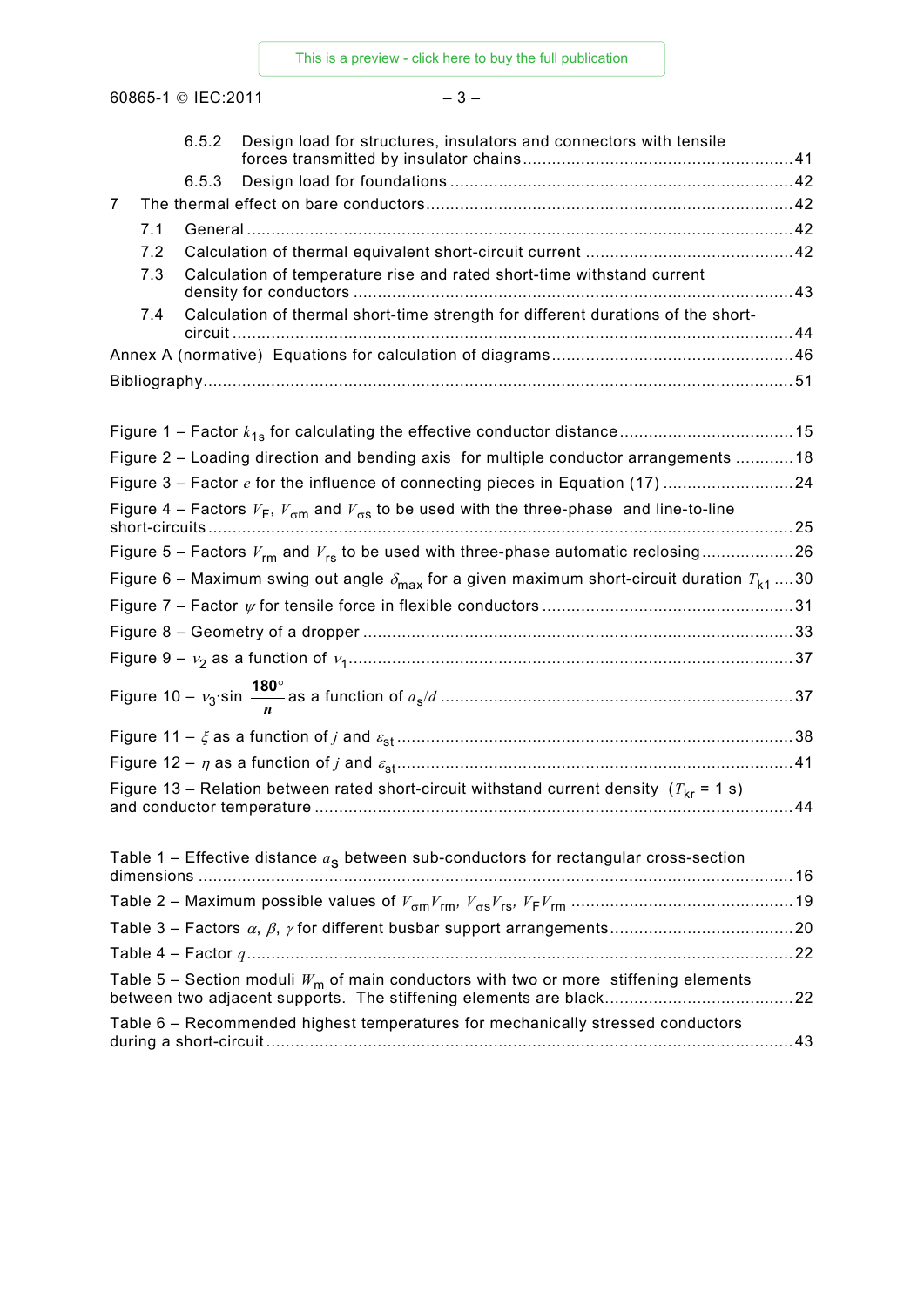6.5.2 Design load for structures, insulators and connectors with tensile forces transmitted by insulator chains ........................................................41

6.5.3 Design load for foundations ......................................................................42

7 The thermal effect on bare conductors............................................................................42

7.1 General .................................................................................................................42

7.2 Calculation of thermal equivalent short-circuit current ...........................................42

7.3 Calculation of temperature rise and rated short-time withstand current density for conductors ..........................................................................................43

7.4 Calculation of thermal short-time strength for different durations of the short-circuit ....................................................................................................................44

Annex A (normative) Equations for calculation of diagrams.................................................46

Bibliography.........................................................................................................................51

Figure 1 – Factor $k_{1s}$ for calculating the effective conductor distance....................................15

Figure 2 – Loading direction and bending axis for multiple conductor arrangements ............18

Figure 3 – Factor $e$ for the influence of connecting pieces in Equation (17) ...........................24

Figure 4 – Factors $V_F$, $V_{\sigma m}$ and $V_{\sigma s}$ to be used with the three-phase and line-to-line short-circuits.........................................................................................................................25

Figure 5 – Factors $V_{rm}$ and $V_{rs}$ to be used with three-phase automatic reclosing...................26

Figure 6 – Maximum swing out angle $\delta_{max}$ for a given maximum short-circuit duration $T_{k1}$ ....30

Figure 7 – Factor $\psi$ for tensile force in flexible conductors ....................................................31

Figure 8 – Geometry of a dropper .........................................................................................33

Figure 9 – $\nu_2$ as a function of $\nu_1$...........................................................................................37

Figure 10 – $\nu_3 \cdot \sin \dfrac{180°}{n}$ as a function of $a_s/d$ ........................................................................37

Figure 11 – $\xi$ as a function of $j$ and $\varepsilon_{st}$ ..................................................................................38

Figure 12 – $\eta$ as a function of $j$ and $\varepsilon_{st}$..................................................................................41

Figure 13 – Relation between rated short-circuit withstand current density ($T_{kr}$ = 1 s) and conductor temperature ..................................................................................................44

Table 1 – Effective distance $a_s$ between sub-conductors for rectangular cross-section dimensions ..........................................................................................................................16

Table 2 – Maximum possible values of $V_{\sigma m}V_{rm}$, $V_{\sigma s}V_{rs}$, $V_F V_{rm}$ .............................................19

Table 3 – Factors $\alpha$, $\beta$, $\gamma$ for different busbar support arrangements......................................20

Table 4 – Factor $q$................................................................................................................22

Table 5 – Section moduli $W_m$ of main conductors with two or more stiffening elements between two adjacent supports. The stiffening elements are black.......................................22

Table 6 – Recommended highest temperatures for mechanically stressed conductors during a short-circuit.............................................................................................................43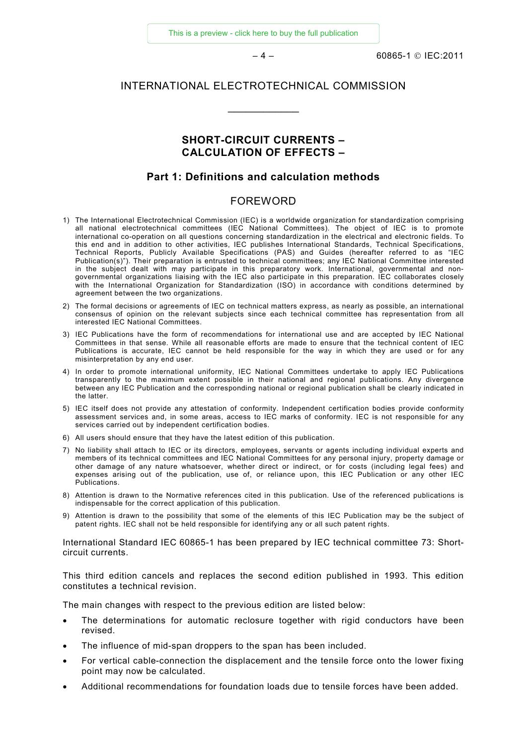# INTERNATIONAL ELECTROTECHNICAL COMMISSION

____________

## SHORT-CIRCUIT CURRENTS – CALCULATION OF EFFECTS –

## Part 1: Definitions and calculation methods

## FOREWORD

1) The International Electrotechnical Commission (IEC) is a worldwide organization for standardization comprising all national electrotechnical committees (IEC National Committees). The object of IEC is to promote international co-operation on all questions concerning standardization in the electrical and electronic fields. To this end and in addition to other activities, IEC publishes International Standards, Technical Specifications, Technical Reports, Publicly Available Specifications (PAS) and Guides (hereafter referred to as "IEC Publication(s)"). Their preparation is entrusted to technical committees; any IEC National Committee interested in the subject dealt with may participate in this preparatory work. International, governmental and non-governmental organizations liaising with the IEC also participate in this preparation. IEC collaborates closely with the International Organization for Standardization (ISO) in accordance with conditions determined by agreement between the two organizations.
2) The formal decisions or agreements of IEC on technical matters express, as nearly as possible, an international consensus of opinion on the relevant subjects since each technical committee has representation from all interested IEC National Committees.
3) IEC Publications have the form of recommendations for international use and are accepted by IEC National Committees in that sense. While all reasonable efforts are made to ensure that the technical content of IEC Publications is accurate, IEC cannot be held responsible for the way in which they are used or for any misinterpretation by any end user.
4) In order to promote international uniformity, IEC National Committees undertake to apply IEC Publications transparently to the maximum extent possible in their national and regional publications. Any divergence between any IEC Publication and the corresponding national or regional publication shall be clearly indicated in the latter.
5) IEC itself does not provide any attestation of conformity. Independent certification bodies provide conformity assessment services and, in some areas, access to IEC marks of conformity. IEC is not responsible for any services carried out by independent certification bodies.
6) All users should ensure that they have the latest edition of this publication.
7) No liability shall attach to IEC or its directors, employees, servants or agents including individual experts and members of its technical committees and IEC National Committees for any personal injury, property damage or other damage of any nature whatsoever, whether direct or indirect, or for costs (including legal fees) and expenses arising out of the publication, use of, or reliance upon, this IEC Publication or any other IEC Publications.
8) Attention is drawn to the Normative references cited in this publication. Use of the referenced publications is indispensable for the correct application of this publication.
9) Attention is drawn to the possibility that some of the elements of this IEC Publication may be the subject of patent rights. IEC shall not be held responsible for identifying any or all such patent rights.

International Standard IEC 60865-1 has been prepared by IEC technical committee 73: Short-circuit currents.

This third edition cancels and replaces the second edition published in 1993. This edition constitutes a technical revision.

The main changes with respect to the previous edition are listed below:

- The determinations for automatic reclosure together with rigid conductors have been revised.
- The influence of mid-span droppers to the span has been included.
- For vertical cable-connection the displacement and the tensile force onto the lower fixing point may now be calculated.
- Additional recommendations for foundation loads due to tensile forces have been added.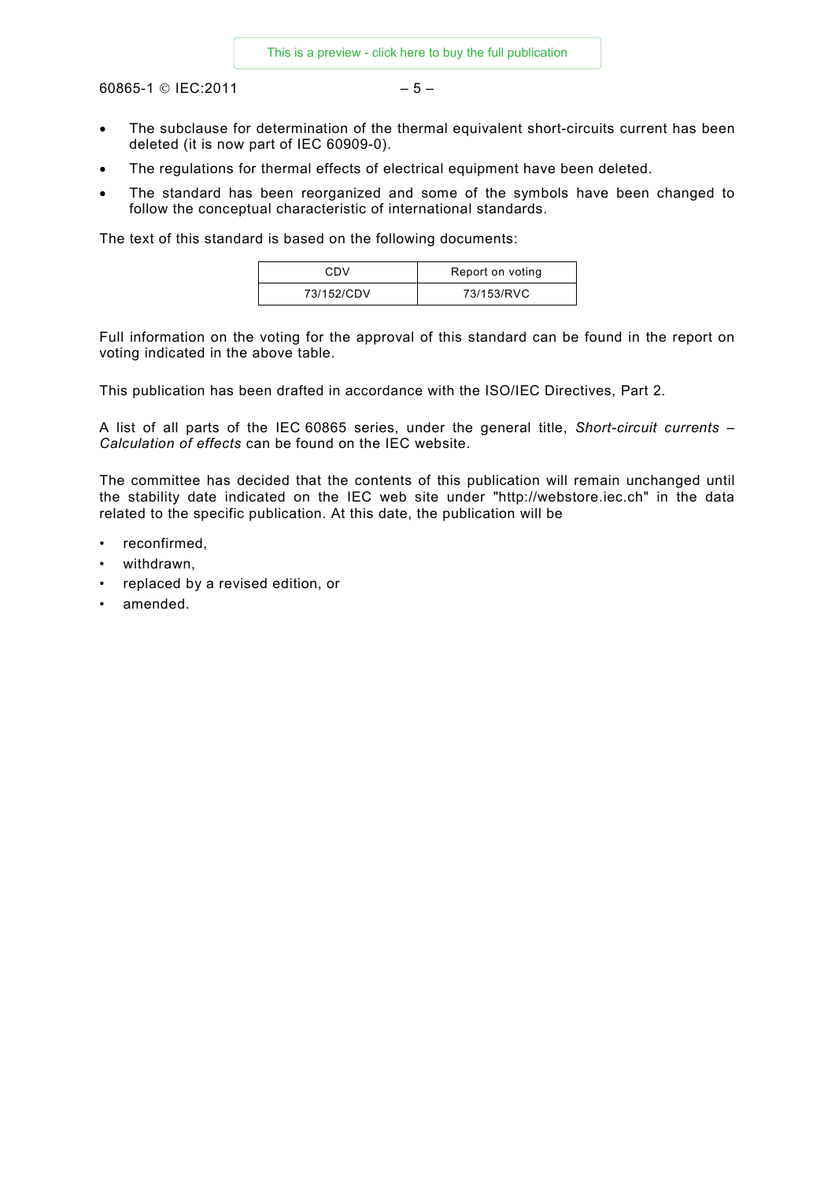- The subclause for determination of the thermal equivalent short-circuits current has been deleted (it is now part of IEC 60909-0).
- The regulations for thermal effects of electrical equipment have been deleted.
- The standard has been reorganized and some of the symbols have been changed to follow the conceptual characteristic of international standards.

The text of this standard is based on the following documents:

| CDV | Report on voting |
| --- | --- |
| 73/152/CDV | 73/153/RVC |

Full information on the voting for the approval of this standard can be found in the report on voting indicated in the above table.

This publication has been drafted in accordance with the ISO/IEC Directives, Part 2.

A list of all parts of the IEC 60865 series, under the general title, *Short-circuit currents – Calculation of effects* can be found on the IEC website.

The committee has decided that the contents of this publication will remain unchanged until the stability date indicated on the IEC web site under "http://webstore.iec.ch" in the data related to the specific publication. At this date, the publication will be

- reconfirmed,
- withdrawn,
- replaced by a revised edition, or
- amended.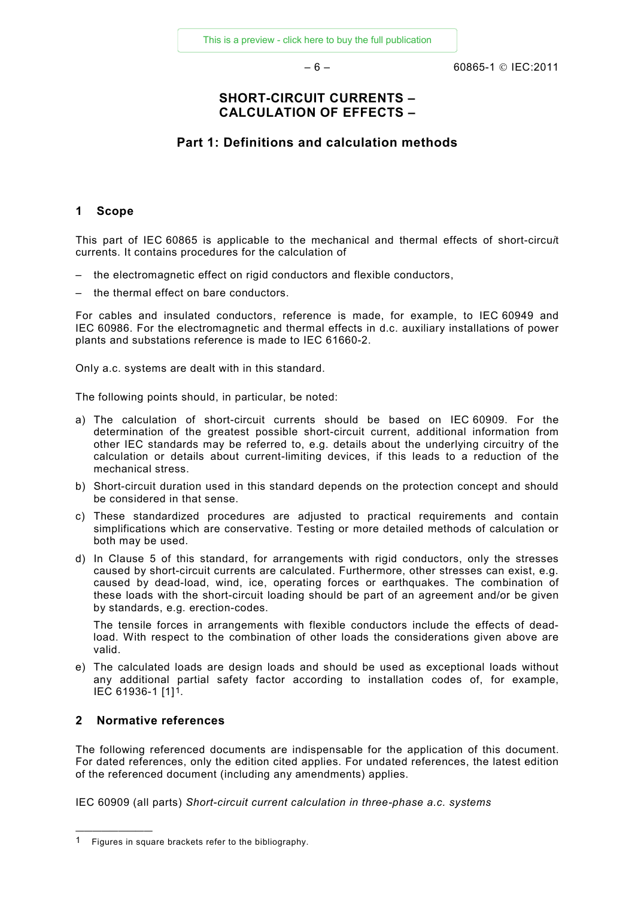# SHORT-CIRCUIT CURRENTS – CALCULATION OF EFFECTS –

## Part 1: Definitions and calculation methods

## 1 Scope

This part of IEC 60865 is applicable to the mechanical and thermal effects of short-circuit currents. It contains procedures for the calculation of

- the electromagnetic effect on rigid conductors and flexible conductors,
- the thermal effect on bare conductors.

For cables and insulated conductors, reference is made, for example, to IEC 60949 and IEC 60986. For the electromagnetic and thermal effects in d.c. auxiliary installations of power plants and substations reference is made to IEC 61660-2.

Only a.c. systems are dealt with in this standard.

The following points should, in particular, be noted:

a) The calculation of short-circuit currents should be based on IEC 60909. For the determination of the greatest possible short-circuit current, additional information from other IEC standards may be referred to, e.g. details about the underlying circuitry of the calculation or details about current-limiting devices, if this leads to a reduction of the mechanical stress.

b) Short-circuit duration used in this standard depends on the protection concept and should be considered in that sense.

c) These standardized procedures are adjusted to practical requirements and contain simplifications which are conservative. Testing or more detailed methods of calculation or both may be used.

d) In Clause 5 of this standard, for arrangements with rigid conductors, only the stresses caused by short-circuit currents are calculated. Furthermore, other stresses can exist, e.g. caused by dead-load, wind, ice, operating forces or earthquakes. The combination of these loads with the short-circuit loading should be part of an agreement and/or be given by standards, e.g. erection-codes.

   The tensile forces in arrangements with flexible conductors include the effects of dead-load. With respect to the combination of other loads the considerations given above are valid.

e) The calculated loads are design loads and should be used as exceptional loads without any additional partial safety factor according to installation codes of, for example, IEC 61936-1 [1][1].

## 2 Normative references

The following referenced documents are indispensable for the application of this document. For dated references, only the edition cited applies. For undated references, the latest edition of the referenced document (including any amendments) applies.

IEC 60909 (all parts) *Short-circuit current calculation in three-phase a.c. systems*

---

[1] Figures in square brackets refer to the bibliography.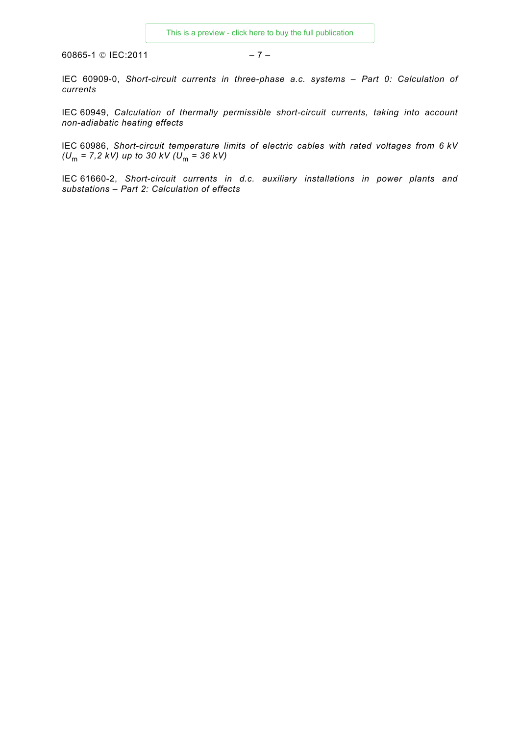IEC 60909-0, *Short-circuit currents in three-phase a.c. systems – Part 0: Calculation of currents*

IEC 60949, *Calculation of thermally permissible short-circuit currents, taking into account non-adiabatic heating effects*

IEC 60986, *Short-circuit temperature limits of electric cables with rated voltages from 6 kV ($U_m$ = 7,2 kV) up to 30 kV ($U_m$ = 36 kV)*

IEC 61660-2, *Short-circuit currents in d.c. auxiliary installations in power plants and substations – Part 2: Calculation of effects*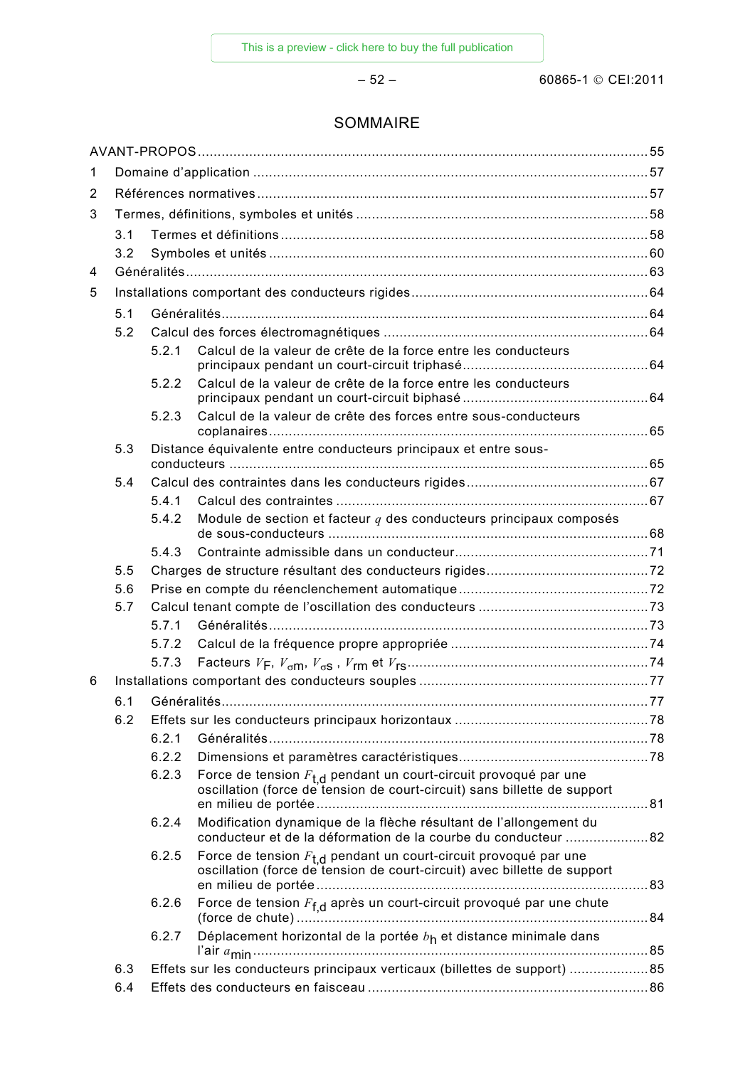# SOMMAIRE

AVANT-PROPOS .... 55

1 Domaine d'application .... 57

2 Références normatives .... 57

3 Termes, définitions, symboles et unités .... 58

- 3.1 Termes et définitions .... 58
- 3.2 Symboles et unités .... 60

4 Généralités .... 63

5 Installations comportant des conducteurs rigides .... 64

- 5.1 Généralités .... 64
- 5.2 Calcul des forces électromagnétiques .... 64
  - 5.2.1 Calcul de la valeur de crête de la force entre les conducteurs principaux pendant un court-circuit triphasé .... 64
  - 5.2.2 Calcul de la valeur de crête de la force entre les conducteurs principaux pendant un court-circuit biphasé .... 64
  - 5.2.3 Calcul de la valeur de crête des forces entre sous-conducteurs coplanaires .... 65
- 5.3 Distance équivalente entre conducteurs principaux et entre sous-conducteurs .... 65
- 5.4 Calcul des contraintes dans les conducteurs rigides .... 67
  - 5.4.1 Calcul des contraintes .... 67
  - 5.4.2 Module de section et facteur $q$ des conducteurs principaux composés de sous-conducteurs .... 68
  - 5.4.3 Contrainte admissible dans un conducteur .... 71
- 5.5 Charges de structure résultant des conducteurs rigides .... 72
- 5.6 Prise en compte du réenclenchement automatique .... 72
- 5.7 Calcul tenant compte de l'oscillation des conducteurs .... 73
  - 5.7.1 Généralités .... 73
  - 5.7.2 Calcul de la fréquence propre appropriée .... 74
  - 5.7.3 Facteurs $V_F$, $V_{\sigma m}$, $V_{\sigma s}$ , $V_{rm}$ et $V_{rs}$ .... 74

6 Installations comportant des conducteurs souples .... 77

- 6.1 Généralités .... 77
- 6.2 Effets sur les conducteurs principaux horizontaux .... 78
  - 6.2.1 Généralités .... 78
  - 6.2.2 Dimensions et paramètres caractéristiques .... 78
  - 6.2.3 Force de tension $F_{t,d}$ pendant un court-circuit provoqué par une oscillation (force de tension de court-circuit) sans billette de support en milieu de portée .... 81
  - 6.2.4 Modification dynamique de la flèche résultant de l'allongement du conducteur et de la déformation de la courbe du conducteur .... 82
  - 6.2.5 Force de tension $F_{t,d}$ pendant un court-circuit provoqué par une oscillation (force de tension de court-circuit) avec billette de support en milieu de portée .... 83
  - 6.2.6 Force de tension $F_{f,d}$ après un court-circuit provoqué par une chute (force de chute) .... 84
  - 6.2.7 Déplacement horizontal de la portée $b_h$ et distance minimale dans l'air $a_{min}$ .... 85
- 6.3 Effets sur les conducteurs principaux verticaux (billettes de support) .... 85
- 6.4 Effets des conducteurs en faisceau .... 86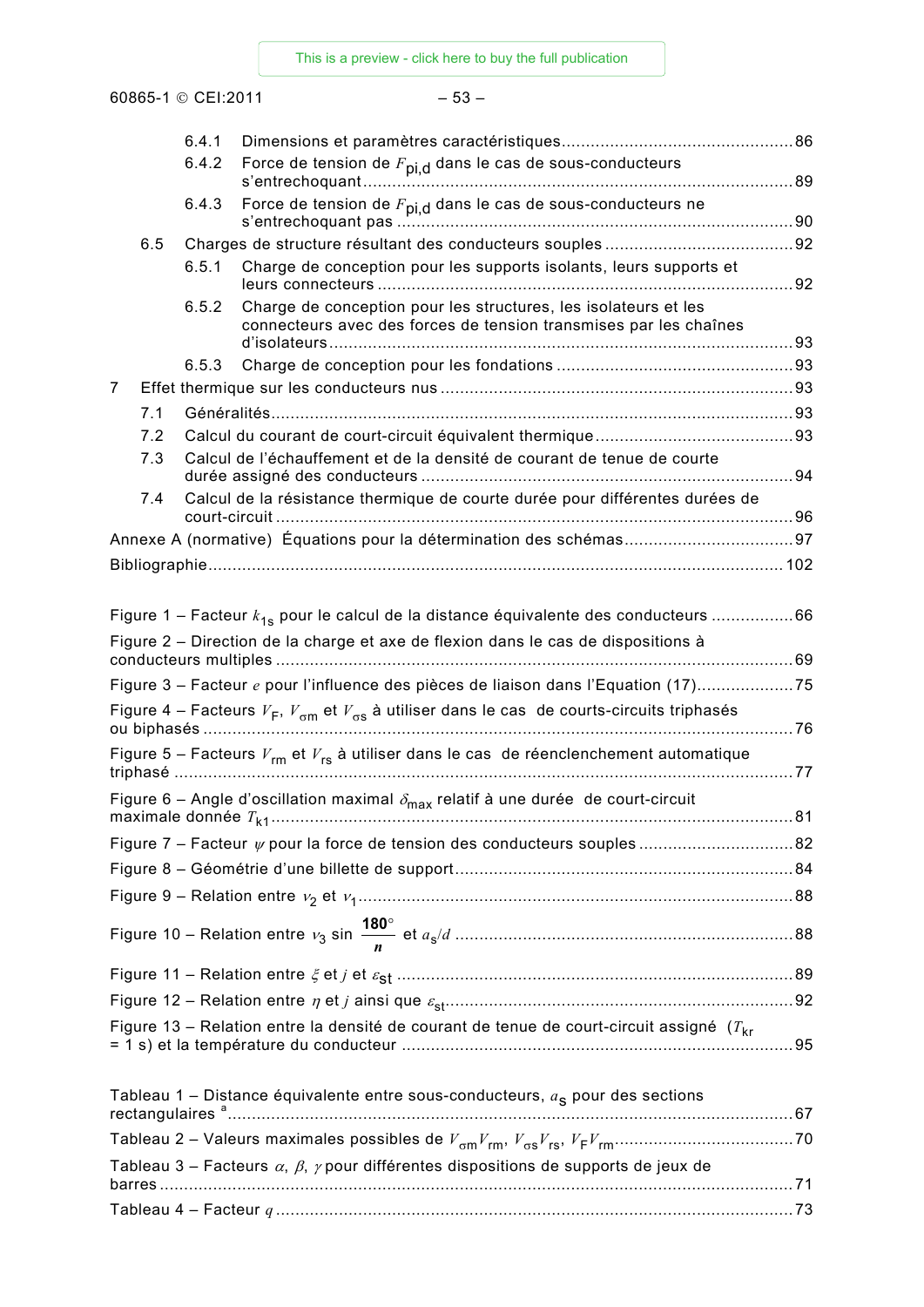6.4.1 Dimensions et paramètres caractéristiques ........................................ 86

6.4.2 Force de tension de $F_{pi,d}$ dans le cas de sous-conducteurs s'entrechoquant ........................................ 89

6.4.3 Force de tension de $F_{pi,d}$ dans le cas de sous-conducteurs ne s'entrechoquant pas ........................................ 90

6.5 Charges de structure résultant des conducteurs souples ........................................ 92

6.5.1 Charge de conception pour les supports isolants, leurs supports et leurs connecteurs ........................................ 92

6.5.2 Charge de conception pour les structures, les isolateurs et les connecteurs avec des forces de tension transmises par les chaînes d'isolateurs ........................................ 93

6.5.3 Charge de conception pour les fondations ........................................ 93

7 Effet thermique sur les conducteurs nus ........................................ 93

7.1 Généralités ........................................ 93

7.2 Calcul du courant de court-circuit équivalent thermique ........................................ 93

7.3 Calcul de l'échauffement et de la densité de courant de tenue de courte durée assigné des conducteurs ........................................ 94

7.4 Calcul de la résistance thermique de courte durée pour différentes durées de court-circuit ........................................ 96

Annexe A (normative) Équations pour la détermination des schémas ........................................ 97

Bibliographie ........................................ 102

Figure 1 – Facteur $k_{1s}$ pour le calcul de la distance équivalente des conducteurs ........................................ 66

Figure 2 – Direction de la charge et axe de flexion dans le cas de dispositions à conducteurs multiples ........................................ 69

Figure 3 – Facteur $e$ pour l'influence des pièces de liaison dans l'Equation (17) ........................................ 75

Figure 4 – Facteurs $V_F$, $V_{\sigma m}$ et $V_{\sigma s}$ à utiliser dans le cas de courts-circuits triphasés ou biphasés ........................................ 76

Figure 5 – Facteurs $V_{rm}$ et $V_{rs}$ à utiliser dans le cas de réenclenchement automatique triphasé ........................................ 77

Figure 6 – Angle d'oscillation maximal $\delta_{max}$ relatif à une durée de court-circuit maximale donnée $T_{k1}$ ........................................ 81

Figure 7 – Facteur $\psi$ pour la force de tension des conducteurs souples ........................................ 82

Figure 8 – Géométrie d'une billette de support ........................................ 84

Figure 9 – Relation entre $\nu_2$ et $\nu_1$ ........................................ 88

Figure 10 – Relation entre $\nu_3 \sin \frac{180°}{n}$ et $a_s/d$ ........................................ 88

Figure 11 – Relation entre $\xi$ et $j$ et $\varepsilon_{st}$ ........................................ 89

Figure 12 – Relation entre $\eta$ et $j$ ainsi que $\varepsilon_{st}$ ........................................ 92

Figure 13 – Relation entre la densité de courant de tenue de court-circuit assigné ($T_{kr}$ = 1 s) et la température du conducteur ........................................ 95

Tableau 1 – Distance équivalente entre sous-conducteurs, $a_s$ pour des sections rectangulaires [a] ........................................ 67

Tableau 2 – Valeurs maximales possibles de $V_{\sigma m}V_{rm}$, $V_{\sigma s}V_{rs}$, $V_F V_{rm}$ ........................................ 70

Tableau 3 – Facteurs $\alpha$, $\beta$, $\gamma$ pour différentes dispositions de supports de jeux de barres ........................................ 71

Tableau 4 – Facteur $q$ ........................................ 73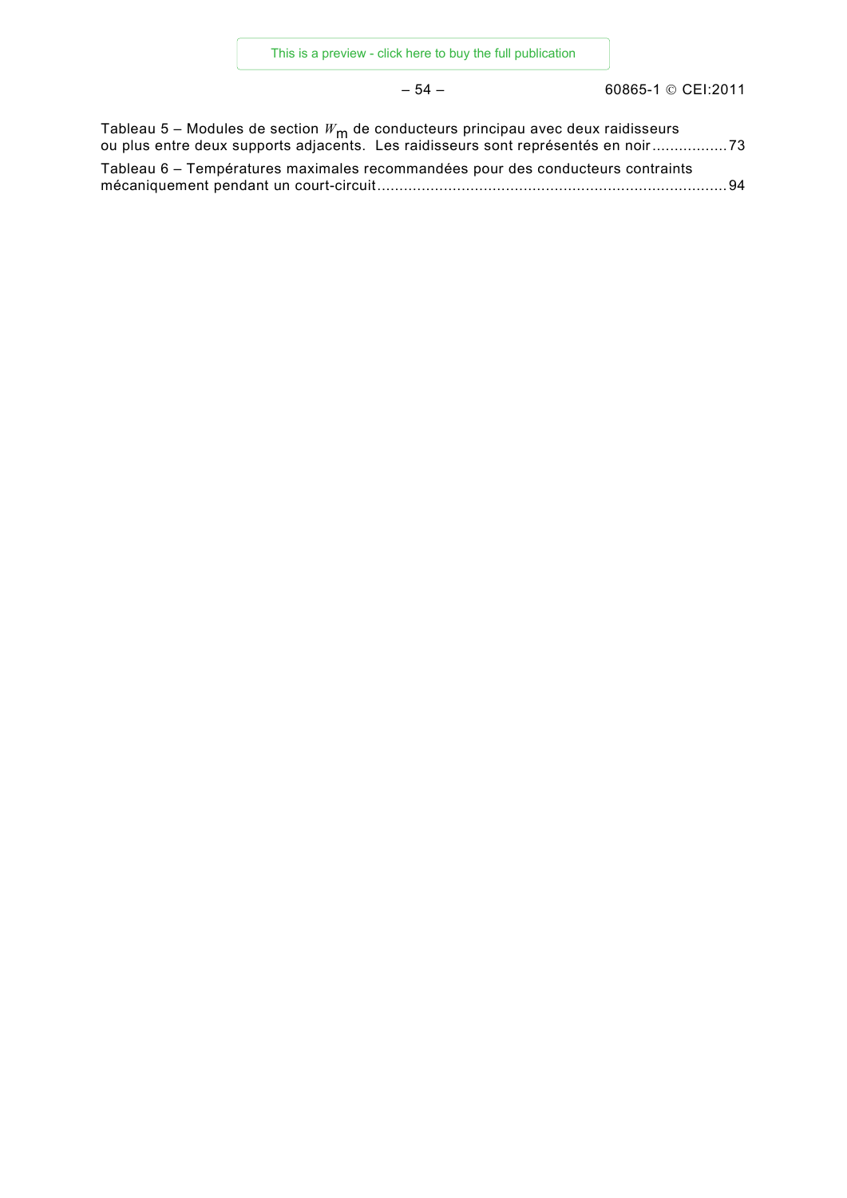Tableau 5 – Modules de section $W_m$ de conducteurs principau avec deux raidisseurs ou plus entre deux supports adjacents. Les raidisseurs sont représentés en noir ................. 73

Tableau 6 – Températures maximales recommandées pour des conducteurs contraints mécaniquement pendant un court-circuit ............................................................................. 94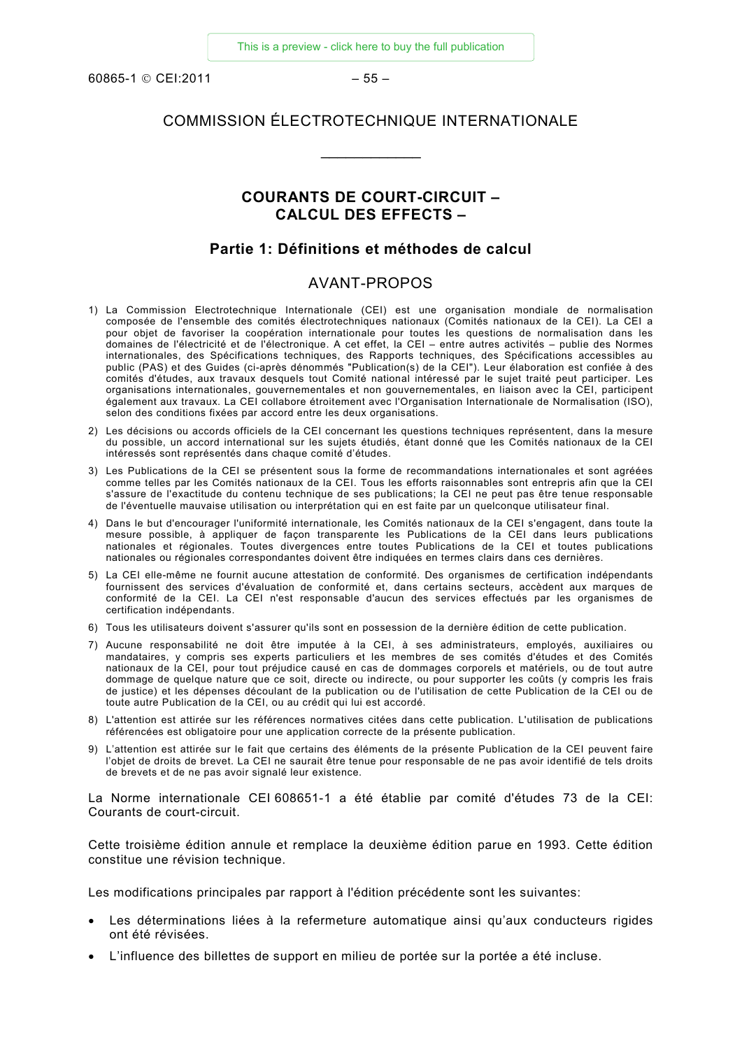# COMMISSION ÉLECTROTECHNIQUE INTERNATIONALE

---

## COURANTS DE COURT-CIRCUIT – CALCUL DES EFFECTS –

### Partie 1: Définitions et méthodes de calcul

## AVANT-PROPOS

1) La Commission Electrotechnique Internationale (CEI) est une organisation mondiale de normalisation composée de l'ensemble des comités électrotechniques nationaux (Comités nationaux de la CEI). La CEI a pour objet de favoriser la coopération internationale pour toutes les questions de normalisation dans les domaines de l'électricité et de l'électronique. A cet effet, la CEI – entre autres activités – publie des Normes internationales, des Spécifications techniques, des Rapports techniques, des Spécifications accessibles au public (PAS) et des Guides (ci-après dénommés "Publication(s) de la CEI"). Leur élaboration est confiée à des comités d'études, aux travaux desquels tout Comité national intéressé par le sujet traité peut participer. Les organisations internationales, gouvernementales et non gouvernementales, en liaison avec la CEI, participent également aux travaux. La CEI collabore étroitement avec l'Organisation Internationale de Normalisation (ISO), selon des conditions fixées par accord entre les deux organisations.
2) Les décisions ou accords officiels de la CEI concernant les questions techniques représentent, dans la mesure du possible, un accord international sur les sujets étudiés, étant donné que les Comités nationaux de la CEI intéressés sont représentés dans chaque comité d'études.
3) Les Publications de la CEI se présentent sous la forme de recommandations internationales et sont agréées comme telles par les Comités nationaux de la CEI. Tous les efforts raisonnables sont entrepris afin que la CEI s'assure de l'exactitude du contenu technique de ses publications; la CEI ne peut pas être tenue responsable de l'éventuelle mauvaise utilisation ou interprétation qui en est faite par un quelconque utilisateur final.
4) Dans le but d'encourager l'uniformité internationale, les Comités nationaux de la CEI s'engagent, dans toute la mesure possible, à appliquer de façon transparente les Publications de la CEI dans leurs publications nationales et régionales. Toutes divergences entre toutes Publications de la CEI et toutes publications nationales ou régionales correspondantes doivent être indiquées en termes clairs dans ces dernières.
5) La CEI elle-même ne fournit aucune attestation de conformité. Des organismes de certification indépendants fournissent des services d'évaluation de conformité et, dans certains secteurs, accèdent aux marques de conformité de la CEI. La CEI n'est responsable d'aucun des services effectués par les organismes de certification indépendants.
6) Tous les utilisateurs doivent s'assurer qu'ils sont en possession de la dernière édition de cette publication.
7) Aucune responsabilité ne doit être imputée à la CEI, à ses administrateurs, employés, auxiliaires ou mandataires, y compris ses experts particuliers et les membres de ses comités d'études et des Comités nationaux de la CEI, pour tout préjudice causé en cas de dommages corporels et matériels, ou de tout autre dommage de quelque nature que ce soit, directe ou indirecte, ou pour supporter les coûts (y compris les frais de justice) et les dépenses découlant de la publication ou de l'utilisation de cette Publication de la CEI ou de toute autre Publication de la CEI, ou au crédit qui lui est accordé.
8) L'attention est attirée sur les références normatives citées dans cette publication. L'utilisation de publications référencées est obligatoire pour une application correcte de la présente publication.
9) L'attention est attirée sur le fait que certains des éléments de la présente Publication de la CEI peuvent faire l'objet de droits de brevet. La CEI ne saurait être tenue pour responsable de ne pas avoir identifié de tels droits de brevets et de ne pas avoir signalé leur existence.

La Norme internationale CEI 608651-1 a été établie par comité d'études 73 de la CEI: Courants de court-circuit.

Cette troisième édition annule et remplace la deuxième édition parue en 1993. Cette édition constitue une révision technique.

Les modifications principales par rapport à l'édition précédente sont les suivantes:

- Les déterminations liées à la refermeture automatique ainsi qu'aux conducteurs rigides ont été révisées.
- L'influence des billettes de support en milieu de portée sur la portée a été incluse.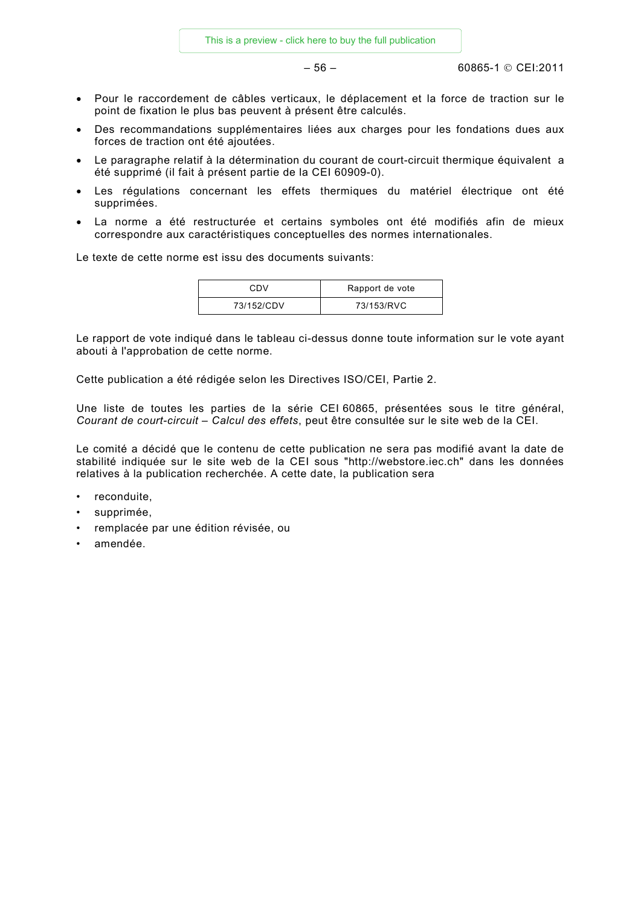- Pour le raccordement de câbles verticaux, le déplacement et la force de traction sur le point de fixation le plus bas peuvent à présent être calculés.
- Des recommandations supplémentaires liées aux charges pour les fondations dues aux forces de traction ont été ajoutées.
- Le paragraphe relatif à la détermination du courant de court-circuit thermique équivalent a été supprimé (il fait à présent partie de la CEI 60909-0).
- Les régulations concernant les effets thermiques du matériel électrique ont été supprimées.
- La norme a été restructurée et certains symboles ont été modifiés afin de mieux correspondre aux caractéristiques conceptuelles des normes internationales.

Le texte de cette norme est issu des documents suivants:

| CDV | Rapport de vote |
|---|---|
| 73/152/CDV | 73/153/RVC |

Le rapport de vote indiqué dans le tableau ci-dessus donne toute information sur le vote ayant abouti à l'approbation de cette norme.

Cette publication a été rédigée selon les Directives ISO/CEI, Partie 2.

Une liste de toutes les parties de la série CEI 60865, présentées sous le titre général, *Courant de court-circuit – Calcul des effets*, peut être consultée sur le site web de la CEI.

Le comité a décidé que le contenu de cette publication ne sera pas modifié avant la date de stabilité indiquée sur le site web de la CEI sous "http://webstore.iec.ch" dans les données relatives à la publication recherchée. A cette date, la publication sera

- reconduite,
- supprimée,
- remplacée par une édition révisée, ou
- amendée.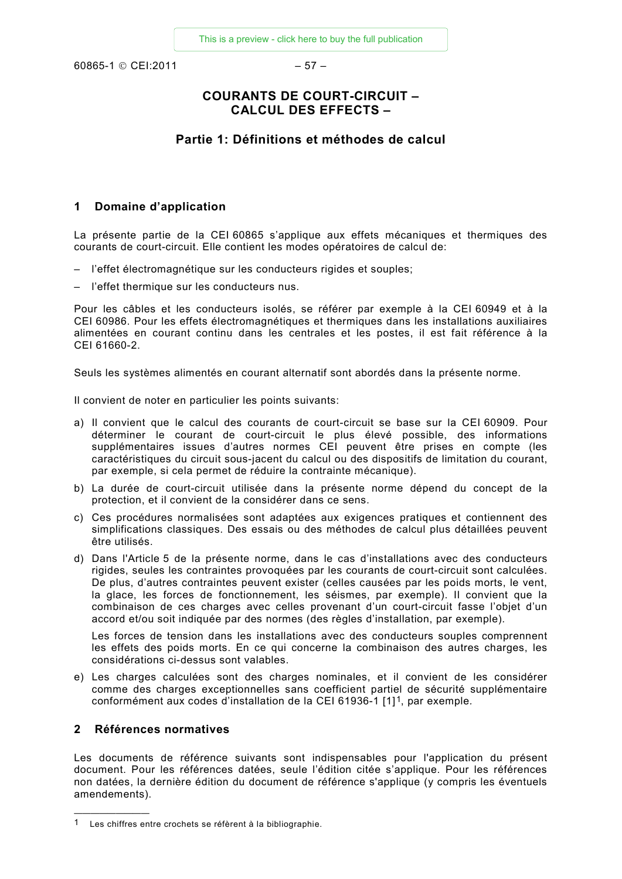# COURANTS DE COURT-CIRCUIT – CALCUL DES EFFECTS –

## Partie 1: Définitions et méthodes de calcul

## 1 Domaine d'application

La présente partie de la CEI 60865 s'applique aux effets mécaniques et thermiques des courants de court-circuit. Elle contient les modes opératoires de calcul de:

– l'effet électromagnétique sur les conducteurs rigides et souples;
– l'effet thermique sur les conducteurs nus.

Pour les câbles et les conducteurs isolés, se référer par exemple à la CEI 60949 et à la CEI 60986. Pour les effets électromagnétiques et thermiques dans les installations auxiliaires alimentées en courant continu dans les centrales et les postes, il est fait référence à la CEI 61660-2.

Seuls les systèmes alimentés en courant alternatif sont abordés dans la présente norme.

Il convient de noter en particulier les points suivants:

a) Il convient que le calcul des courants de court-circuit se base sur la CEI 60909. Pour déterminer le courant de court-circuit le plus élevé possible, des informations supplémentaires issues d'autres normes CEI peuvent être prises en compte (les caractéristiques du circuit sous-jacent du calcul ou des dispositifs de limitation du courant, par exemple, si cela permet de réduire la contrainte mécanique).
b) La durée de court-circuit utilisée dans la présente norme dépend du concept de la protection, et il convient de la considérer dans ce sens.
c) Ces procédures normalisées sont adaptées aux exigences pratiques et contiennent des simplifications classiques. Des essais ou des méthodes de calcul plus détaillées peuvent être utilisés.
d) Dans l'Article 5 de la présente norme, dans le cas d'installations avec des conducteurs rigides, seules les contraintes provoquées par les courants de court-circuit sont calculées. De plus, d'autres contraintes peuvent exister (celles causées par les poids morts, le vent, la glace, les forces de fonctionnement, les séismes, par exemple). Il convient que la combinaison de ces charges avec celles provenant d'un court-circuit fasse l'objet d'un accord et/ou soit indiquée par des normes (des règles d'installation, par exemple).

   Les forces de tension dans les installations avec des conducteurs souples comprennent les effets des poids morts. En ce qui concerne la combinaison des autres charges, les considérations ci-dessus sont valables.
e) Les charges calculées sont des charges nominales, et il convient de les considérer comme des charges exceptionnelles sans coefficient partiel de sécurité supplémentaire conformément aux codes d'installation de la CEI 61936-1 [1][1], par exemple.

## 2 Références normatives

Les documents de référence suivants sont indispensables pour l'application du présent document. Pour les références datées, seule l'édition citée s'applique. Pour les références non datées, la dernière édition du document de référence s'applique (y compris les éventuels amendements).

---

[1] Les chiffres entre crochets se réfèrent à la bibliographie.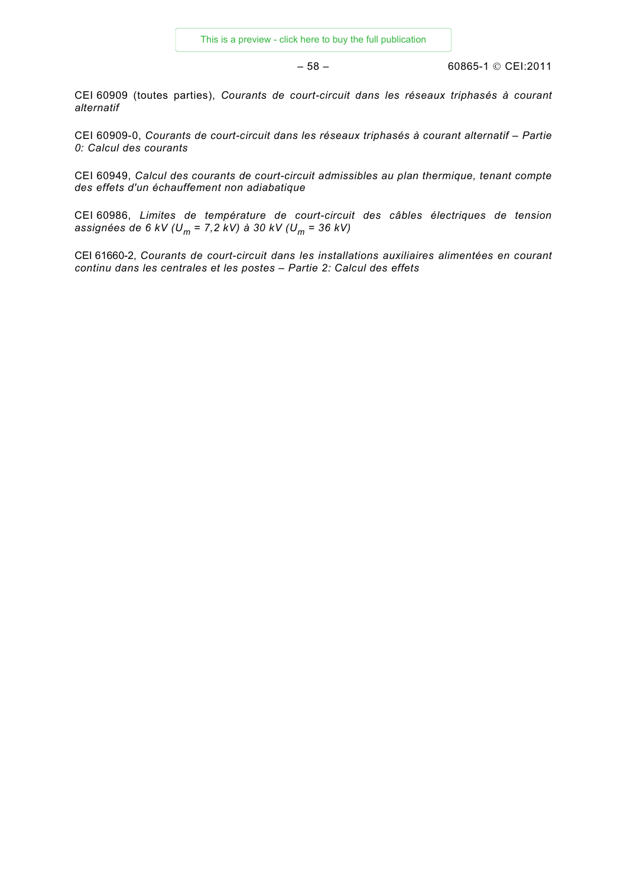CEI 60909 (toutes parties), *Courants de court-circuit dans les réseaux triphasés à courant alternatif*

CEI 60909-0, *Courants de court-circuit dans les réseaux triphasés à courant alternatif – Partie 0: Calcul des courants*

CEI 60949, *Calcul des courants de court-circuit admissibles au plan thermique, tenant compte des effets d'un échauffement non adiabatique*

CEI 60986, *Limites de température de court-circuit des câbles électriques de tension assignées de 6 kV ($U_m$ = 7,2 kV) à 30 kV ($U_m$ = 36 kV)*

CEI 61660-2, *Courants de court-circuit dans les installations auxiliaires alimentées en courant continu dans les centrales et les postes – Partie 2: Calcul des effets*